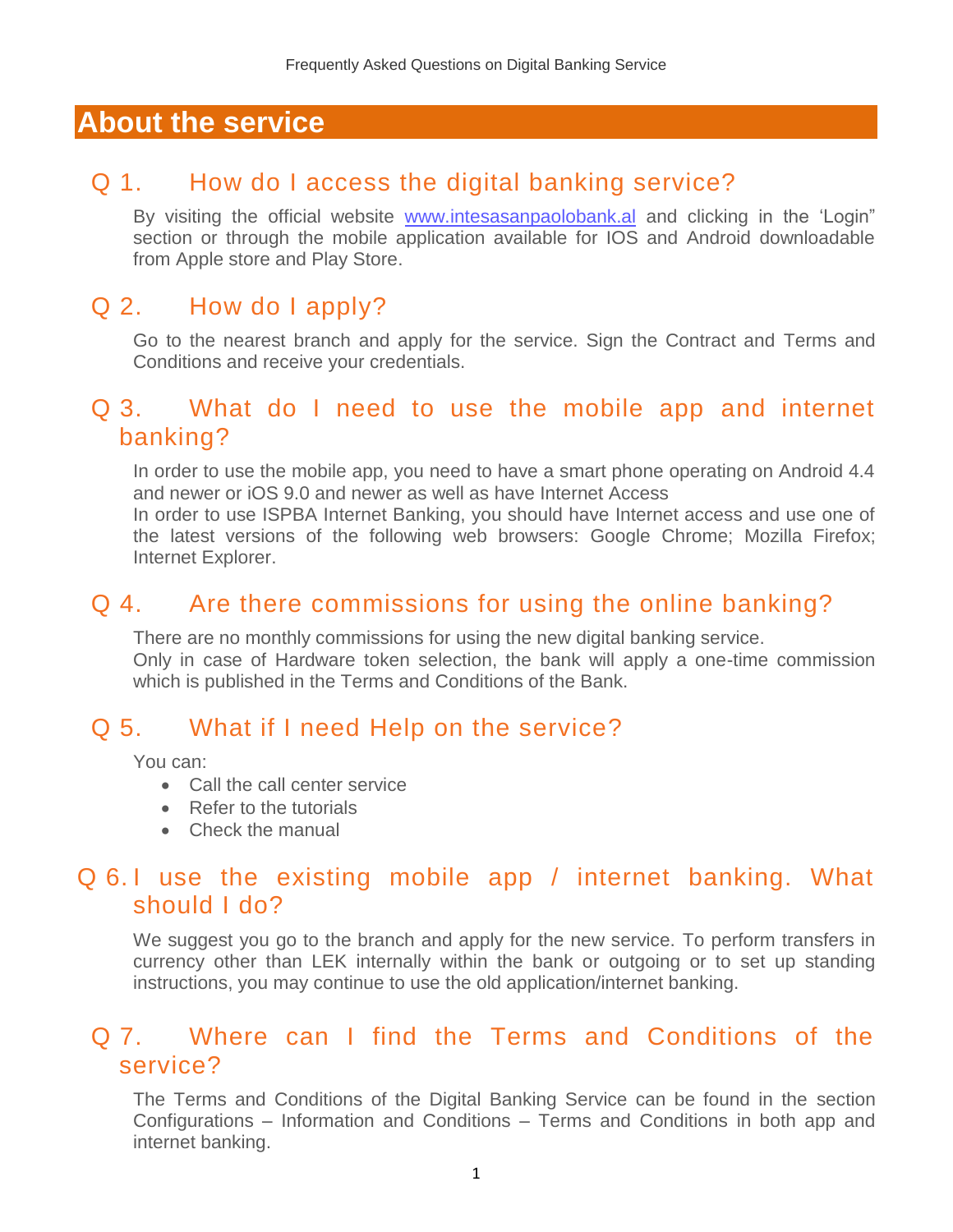# About the service

## Q 1. How do I access the digital banking service?

By visiting the official website [www.intesasanpaolobank.al](http://www.intesasanpaolobank.al) and clicking in the 'Login" section or through the mobile application available for IOS and Android downloadable from Apple store and Play Store.

## Q 2. How do I apply?

Go to the nearest branch and apply for the service. Sign the Contract and Terms and Conditions and receive your credentials.

## Q 3. What do I need to use the mobile app and internet banking?

In order to use the mobile app, you need to have a smart phone operating on Android 4.4 and newer or iOS 9.0 and newer as well as have Internet Access

In order to use ISPBA Internet Banking, you should have Internet access and use one of the latest versions of the following web browsers: Google Chrome; Mozilla Firefox; Internet Explorer.

## Q 4. Are there commissions for using the online banking?

There are no monthly commissions for using the new digital banking service.

Only in case of Hardware token selection, the bank will apply a one-time commission which is published in the Terms and Conditions of the Bank.

## Q 5. What if I need Help on the service?

You can:

- Call the call center service
- Refer to the tutorials
- Check the manual

## Q 6. I use the existing mobile app / internet banking. What should I do?

We suggest you go to the branch and apply for the new service. To perform transfers in currency other than LEK internally within the bank or outgoing or to set up standing instructions, you may continue to use the old application/internet banking.

## Q 7. Where can I find the Terms and Conditions of the service?

The Terms and Conditions of the Digital Banking Service can be found in the section Configurations – Information and Conditions – Terms and Conditions in both app and internet banking.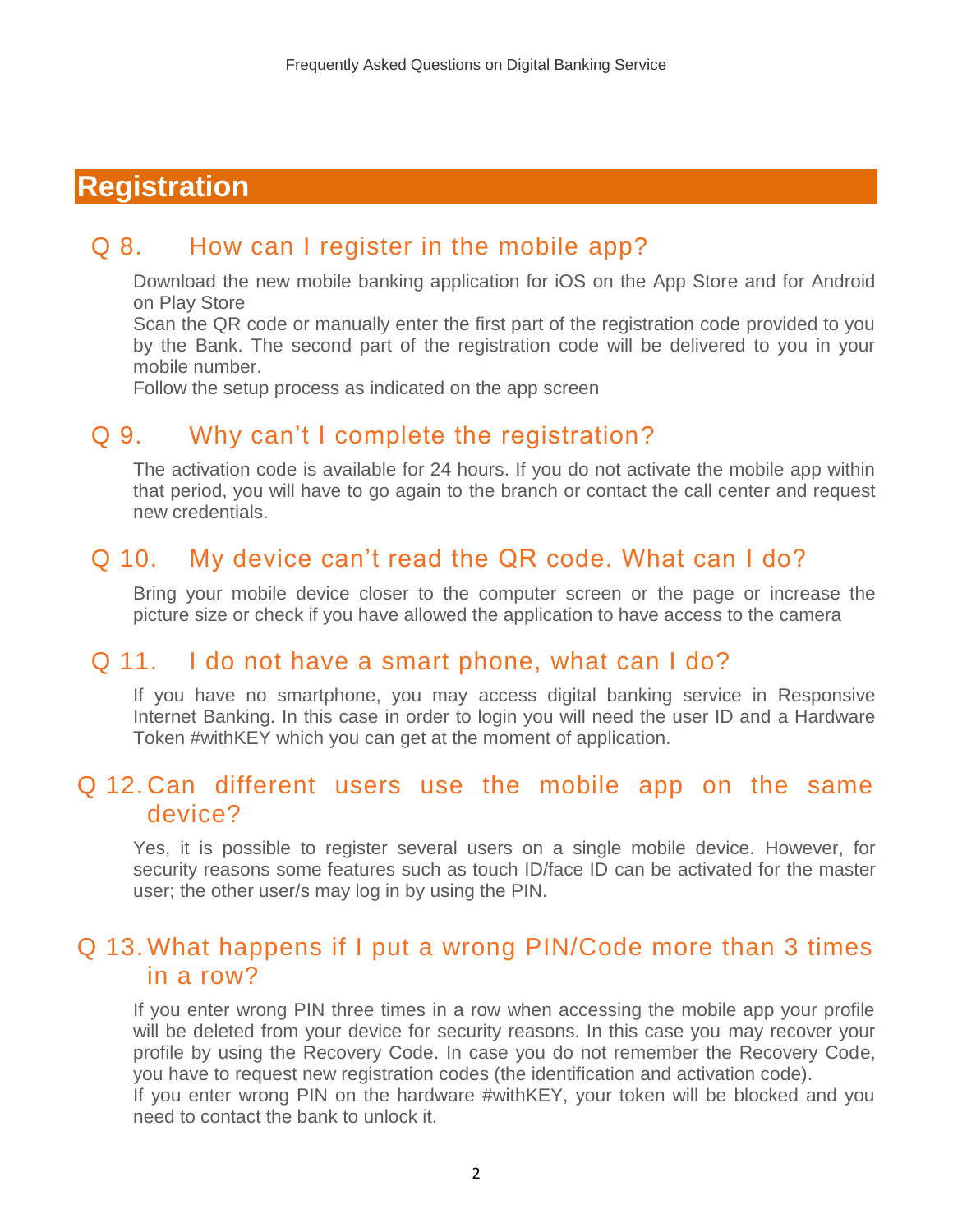# Registration

## Q 8. How can I register in the mobile app?

Download the new mobile banking application for iOS on the App Store and for Android on Play Store

Scan the QR code or manually enter the first part of the registration code provided to you by the Bank. The second part of the registration code will be delivered to you in your mobile number.

Follow the setup process as indicated on the app screen

## Q 9. Why can't I complete the registration?

The activation code is available for 24 hours. If you do not activate the mobile app within that period, you will have to go again to the branch or contact the call center and request new credentials.

## Q 10. My device can't read the QR code. What can I do?

Bring your mobile device closer to the computer screen or the page or increase the picture size or check if you have allowed the application to have access to the camera

## Q 11. I do not have a smart phone, what can I do?

If you have no smartphone, you may access digital banking service in Responsive Internet Banking. In this case in order to login you will need the user ID and a Hardware Token #withKEY which you can get at the moment of application.

## Q 12. Can different users use the mobile app on the same device?

Yes, it is possible to register several users on a single mobile device. However, for security reasons some features such as touch ID/face ID can be activated for the master user; the other user/s may log in by using the PIN.

## Q 13. What happens if I put a wrong PIN/Code more than 3 times in a row?

If you enter wrong PIN three times in a row when accessing the mobile app your profile will be deleted from your device for security reasons. In this case you may recover your profile by using the Recovery Code. In case you do not remember the Recovery Code, you have to request new registration codes (the identification and activation code).

If you enter wrong PIN on the hardware #withKEY, your token will be blocked and you need to contact the bank to unlock it.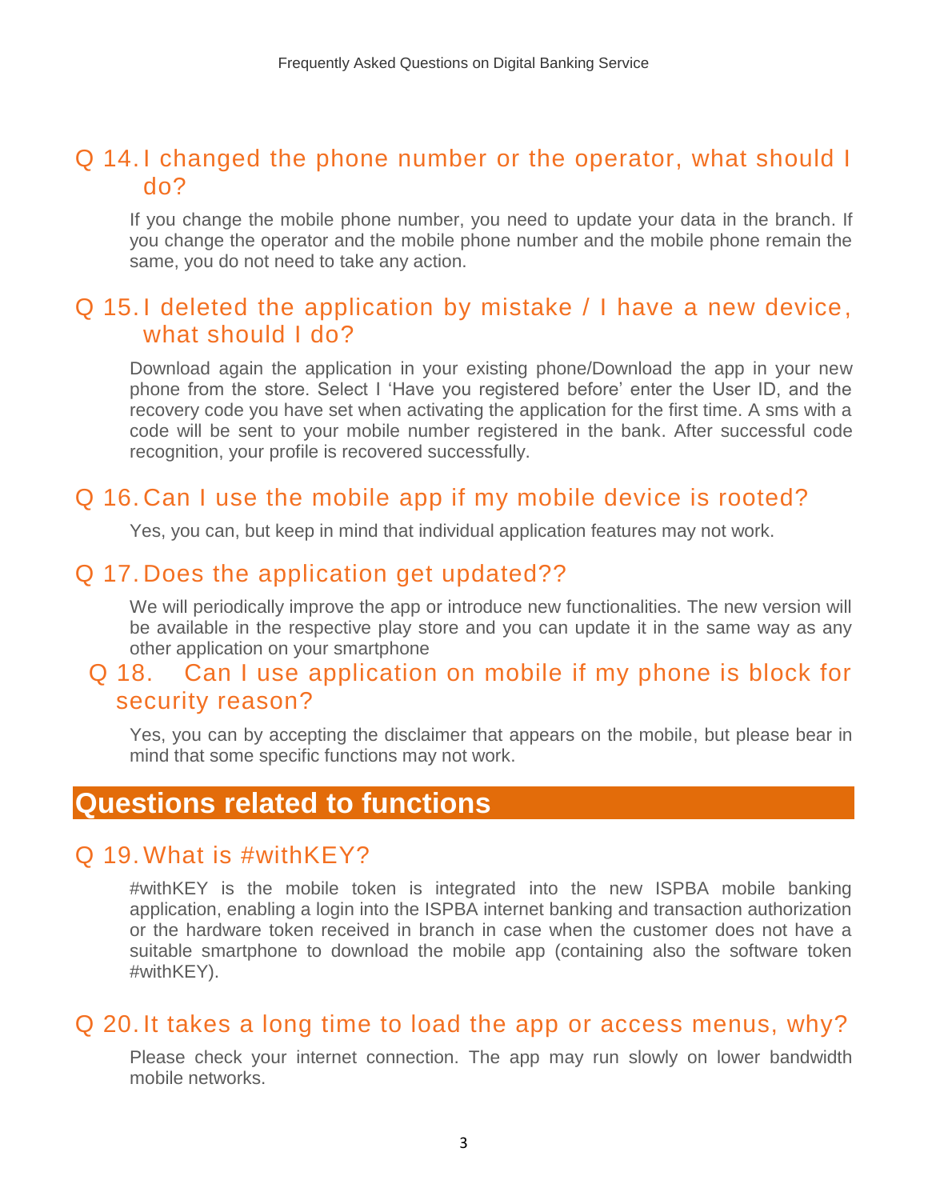## Q 14. I changed the phone number or the operator, what should I do?

If you change the mobile phone number, you need to update your data in the branch. If you change the operator and the mobile phone number and the mobile phone remain the same, you do not need to take any action.

## Q 15. I deleted the application by mistake / I have a new device, what should I do?

Download again the application in your existing phone/Download the app in your new phone from the store. Select I 'Have you registered before' enter the User ID, and the recovery code you have set when activating the application for the first time. A sms with a code will be sent to your mobile number registered in the bank. After successful code recognition, your profile is recovered successfully.

## Q 16. Can I use the mobile app if my mobile device is rooted?

Yes, you can, but keep in mind that individual application features may not work.

## Q 17. Does the application get updated??

We will periodically improve the app or introduce new functionalities. The new version will be available in the respective play store and you can update it in the same way as any other application on your smartphone

## Q 18. Can I use application on mobile if my phone is block for security reason?

Yes, you can by accepting the disclaimer that appears on the mobile, but please bear in mind that some specific functions may not work.

# Questions related to functions

## Q 19. What is #withKEY?

#withKEY is the mobile token is integrated into the new ISPBA mobile banking application, enabling a login into the ISPBA internet banking and transaction authorization or the hardware token received in branch in case when the customer does not have a suitable smartphone to download the mobile app (containing also the software token #withKEY).

## Q 20. It takes a long time to load the app or access menus, why?

Please check your internet connection. The app may run slowly on lower bandwidth mobile networks.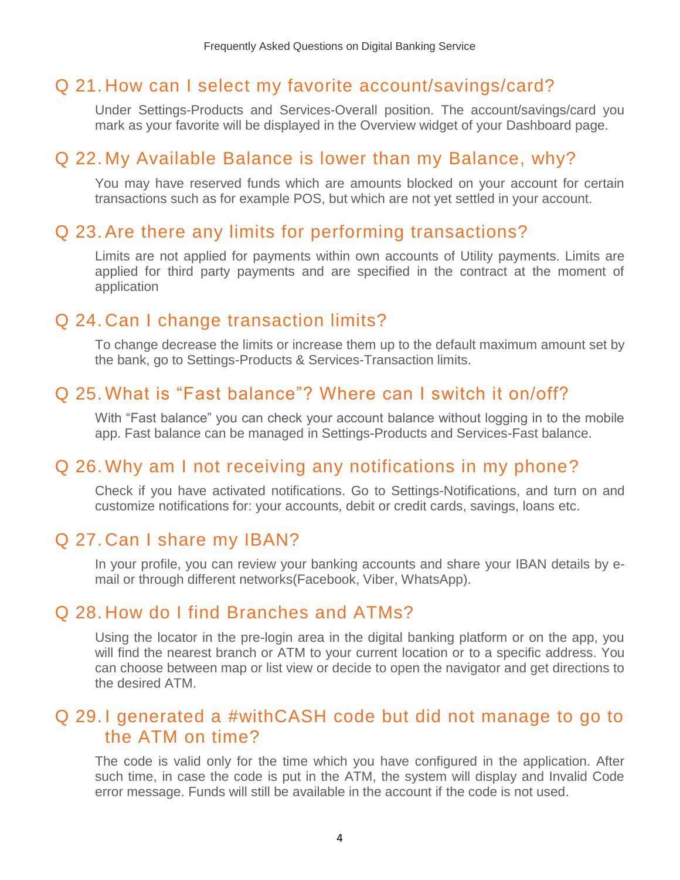## Q 21. How can I select my favorite account/savings/card?

Under Settings-Products and Services-Overall position. The account/savings/card you mark as your favorite will be displayed in the Overview widget of your Dashboard page.

## Q 22. My Available Balance is lower than my Balance, why?

You may have reserved funds which are amounts blocked on your account for certain transactions such as for example POS, but which are not yet settled in your account.

## Q 23. Are there any limits for performing transactions?

Limits are not applied for payments within own accounts of Utility payments. Limits are applied for third party payments and are specified in the contract at the moment of application

## Q 24. Can I change transaction limits?

To change decrease the limits or increase them up to the default maximum amount set by the bank, go to Settings-Products & Services-Transaction limits.

## Q 25. What is “Fast balance”? Where can I switch it on/off?

With “Fast balance” you can check your account balance without logging in to the mobile app. Fast balance can be managed in Settings-Products and Services-Fast balance.

## Q 26. Why am I not receiving any notifications in my phone?

Check if you have activated notifications. Go to Settings-Notifications, and turn on and customize notifications for: your accounts, debit or credit cards, savings, loans etc.

## Q 27. Can I share my IBAN?

In your profile, you can review your banking accounts and share your IBAN details by e-mail or through different networks(Facebook, Viber, WhatsApp).

## Q 28. How do I find Branches and ATMs?

Using the locator in the pre-login area in the digital banking platform or on the app, you will find the nearest branch or ATM to your current location or to a specific address. You can choose between map or list view or decide to open the navigator and get directions to the desired ATM.

## Q 29. I generated a #withCASH code but did not manage to go to the ATM on time?

The code is valid only for the time which you have configured in the application. After such time, in case the code is put in the ATM, the system will display and Invalid Code error message. Funds will still be available in the account if the code is not used.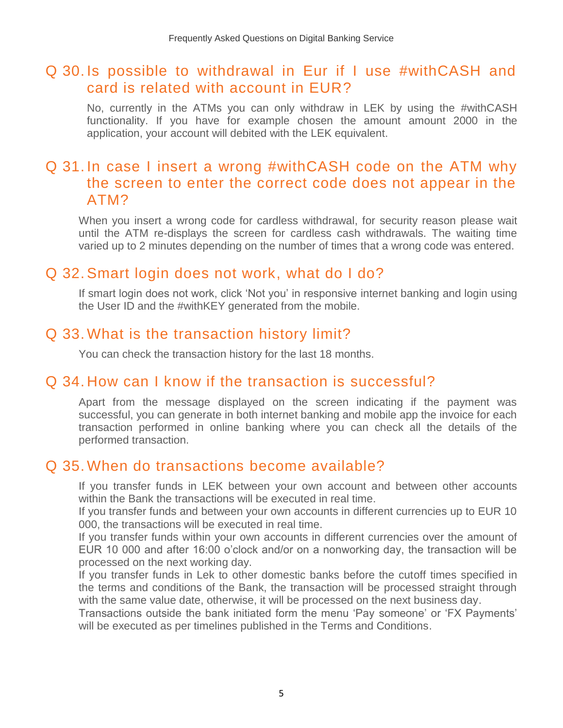## Q 30. Is possible to withdrawal in Eur if I use #withCASH and card is related with account in EUR?

No, currently in the ATMs you can only withdraw in LEK by using the #withCASH functionality. If you have for example chosen the amount amount 2000 in the application, your account will debited with the LEK equivalent.

## Q 31. In case I insert a wrong #withCASH code on the ATM why the screen to enter the correct code does not appear in the ATM?

When you insert a wrong code for cardless withdrawal, for security reason please wait until the ATM re-displays the screen for cardless cash withdrawals. The waiting time varied up to 2 minutes depending on the number of times that a wrong code was entered.

## Q 32. Smart login does not work, what do I do?

If smart login does not work, click 'Not you' in responsive internet banking and login using the User ID and the #withKEY generated from the mobile.

## Q 33. What is the transaction history limit?

You can check the transaction history for the last 18 months.

## Q 34. How can I know if the transaction is successful?

Apart from the message displayed on the screen indicating if the payment was successful, you can generate in both internet banking and mobile app the invoice for each transaction performed in online banking where you can check all the details of the performed transaction.

## Q 35. When do transactions become available?

If you transfer funds in LEK between your own account and between other accounts within the Bank the transactions will be executed in real time.

If you transfer funds and between your own accounts in different currencies up to EUR 10 000, the transactions will be executed in real time.

If you transfer funds within your own accounts in different currencies over the amount of EUR 10 000 and after 16:00 o'clock and/or on a nonworking day, the transaction will be processed on the next working day.

If you transfer funds in Lek to other domestic banks before the cutoff times specified in the terms and conditions of the Bank, the transaction will be processed straight through with the same value date, otherwise, it will be processed on the next business day.

Transactions outside the bank initiated form the menu 'Pay someone' or 'FX Payments' will be executed as per timelines published in the Terms and Conditions.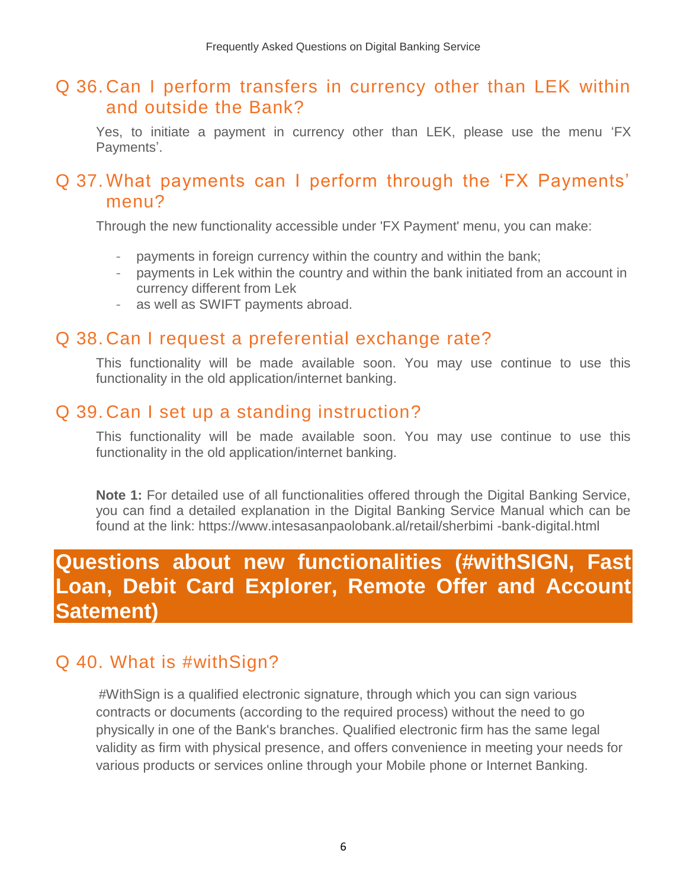## Q 36. Can I perform transfers in currency other than LEK within and outside the Bank?

Yes, to initiate a payment in currency other than LEK, please use the menu 'FX Payments'.

## Q 37. What payments can I perform through the 'FX Payments' menu?

Through the new functionality accessible under 'FX Payment' menu, you can make:

- payments in foreign currency within the country and within the bank;
- payments in Lek within the country and within the bank initiated from an account in currency different from Lek
- as well as SWIFT payments abroad.

## Q 38. Can I request a preferential exchange rate?

This functionality will be made available soon. You may use continue to use this functionality in the old application/internet banking.

## Q 39. Can I set up a standing instruction?

This functionality will be made available soon. You may use continue to use this functionality in the old application/internet banking.

**Note 1:** For detailed use of all functionalities offered through the Digital Banking Service, you can find a detailed explanation in the Digital Banking Service Manual which can be found at the link: https://www.intesasanpaolobank.al/retail/sherbimi -bank-digital.html

# Questions about new functionalities (#withSIGN, Fast Loan, Debit Card Explorer, Remote Offer and Account Satement)

## Q 40. What is #withSign?

#WithSign is a qualified electronic signature, through which you can sign various contracts or documents (according to the required process) without the need to go physically in one of the Bank's branches. Qualified electronic firm has the same legal validity as firm with physical presence, and offers convenience in meeting your needs for various products or services online through your Mobile phone or Internet Banking.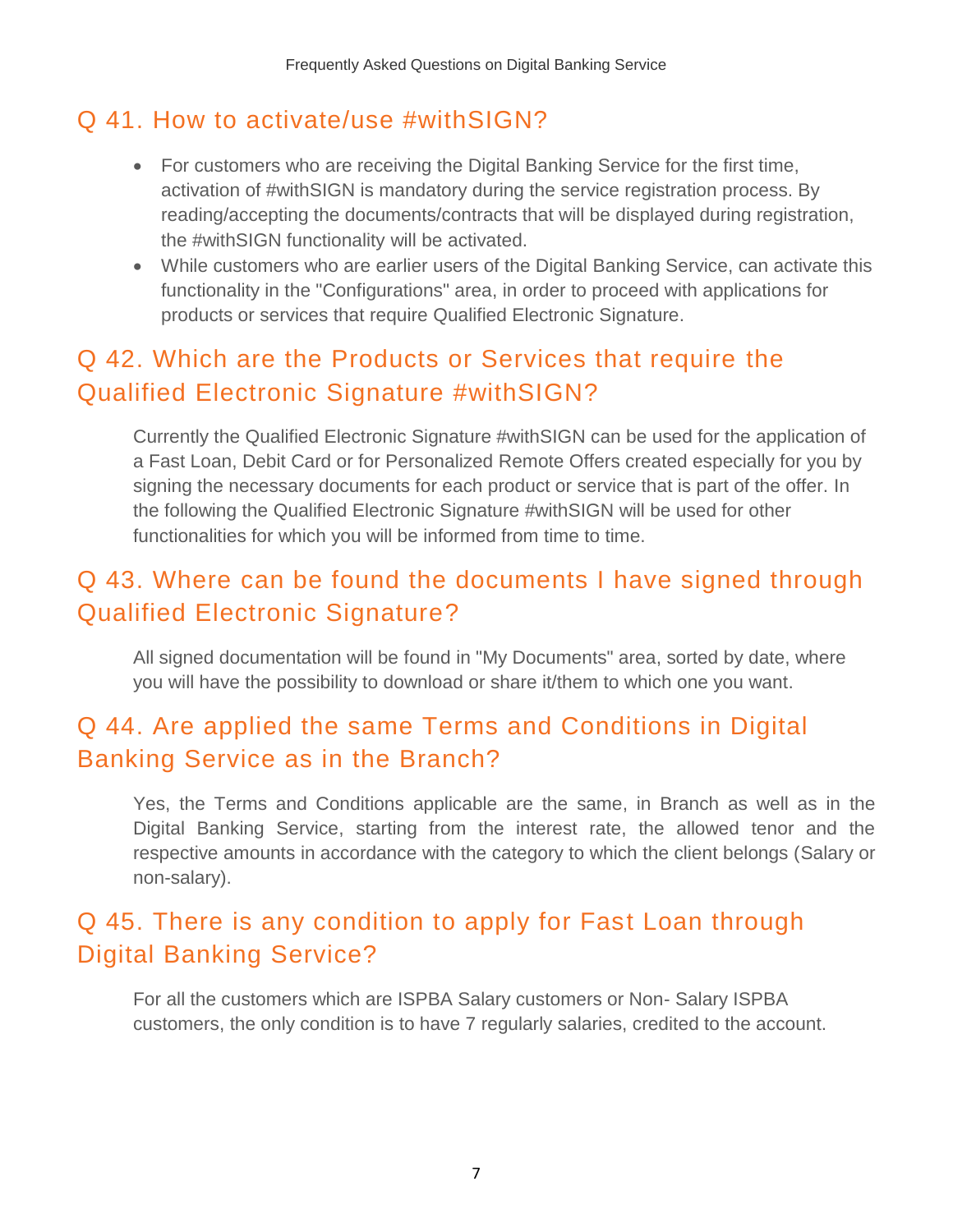## Q 41. How to activate/use #withSIGN?

- For customers who are receiving the Digital Banking Service for the first time, activation of #withSIGN is mandatory during the service registration process. By reading/accepting the documents/contracts that will be displayed during registration, the #withSIGN functionality will be activated.
- While customers who are earlier users of the Digital Banking Service, can activate this functionality in the "Configurations" area, in order to proceed with applications for products or services that require Qualified Electronic Signature.

## Q 42. Which are the Products or Services that require the Qualified Electronic Signature #withSIGN?

Currently the Qualified Electronic Signature #withSIGN can be used for the application of a Fast Loan, Debit Card or for Personalized Remote Offers created especially for you by signing the necessary documents for each product or service that is part of the offer. In the following the Qualified Electronic Signature #withSIGN will be used for other functionalities for which you will be informed from time to time.

## Q 43. Where can be found the documents I have signed through Qualified Electronic Signature?

All signed documentation will be found in "My Documents" area, sorted by date, where you will have the possibility to download or share it/them to which one you want.

## Q 44. Are applied the same Terms and Conditions in Digital Banking Service as in the Branch?

Yes, the Terms and Conditions applicable are the same, in Branch as well as in the Digital Banking Service, starting from the interest rate, the allowed tenor and the respective amounts in accordance with the category to which the client belongs (Salary or non-salary).

## Q 45. There is any condition to apply for Fast Loan through Digital Banking Service?

For all the customers which are ISPBA Salary customers or Non- Salary ISPBA customers, the only condition is to have 7 regularly salaries, credited to the account.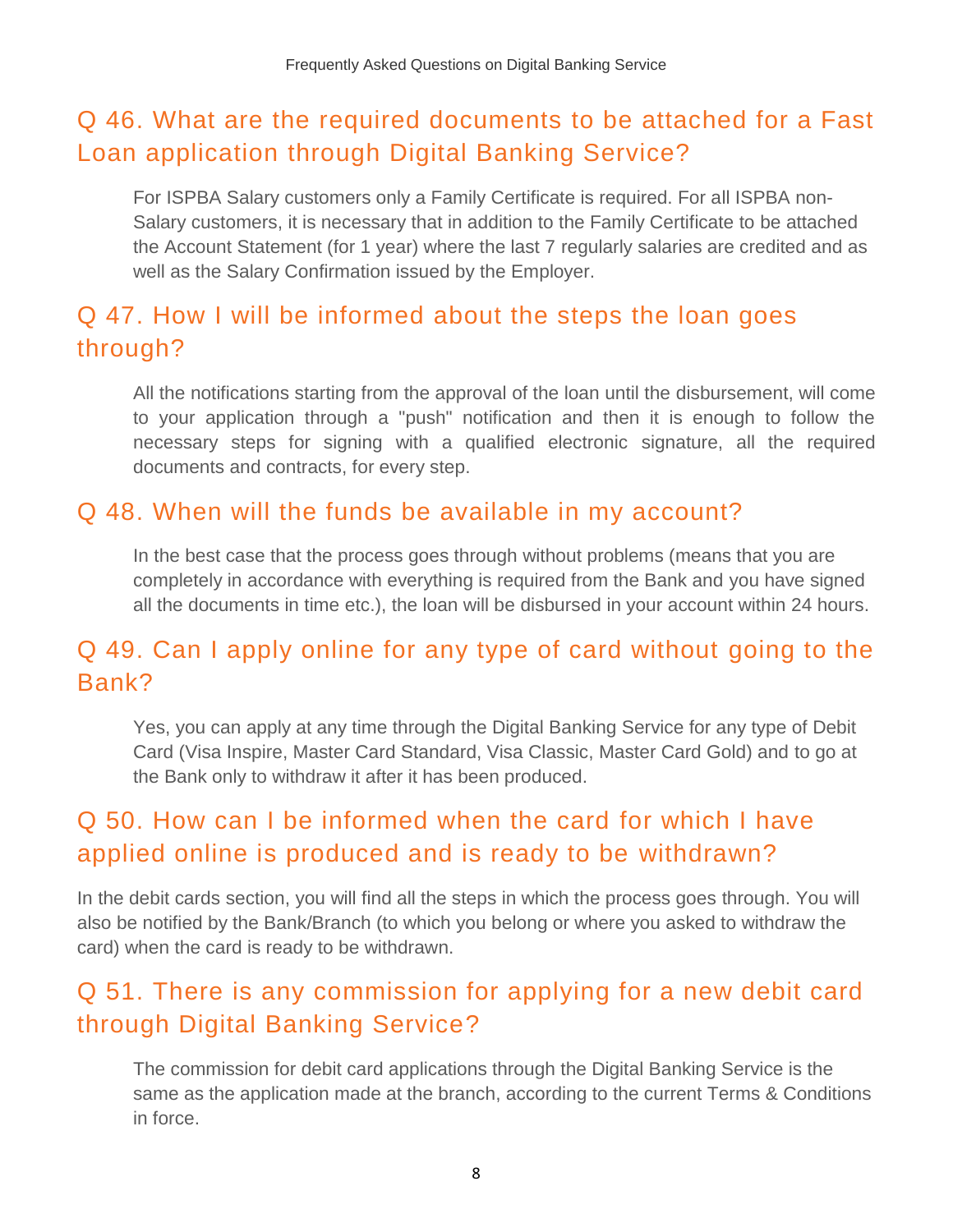## Q 46. What are the required documents to be attached for a Fast Loan application through Digital Banking Service?

For ISPBA Salary customers only a Family Certificate is required. For all ISPBA non-Salary customers, it is necessary that in addition to the Family Certificate to be attached the Account Statement (for 1 year) where the last 7 regularly salaries are credited and as well as the Salary Confirmation issued by the Employer.

## Q 47. How I will be informed about the steps the loan goes through?

All the notifications starting from the approval of the loan until the disbursement, will come to your application through a "push" notification and then it is enough to follow the necessary steps for signing with a qualified electronic signature, all the required documents and contracts, for every step.

## Q 48. When will the funds be available in my account?

In the best case that the process goes through without problems (means that you are completely in accordance with everything is required from the Bank and you have signed all the documents in time etc.), the loan will be disbursed in your account within 24 hours.

## Q 49. Can I apply online for any type of card without going to the Bank?

Yes, you can apply at any time through the Digital Banking Service for any type of Debit Card (Visa Inspire, Master Card Standard, Visa Classic, Master Card Gold) and to go at the Bank only to withdraw it after it has been produced.

## Q 50. How can I be informed when the card for which I have applied online is produced and is ready to be withdrawn?

In the debit cards section, you will find all the steps in which the process goes through. You will also be notified by the Bank/Branch (to which you belong or where you asked to withdraw the card) when the card is ready to be withdrawn.

## Q 51. There is any commission for applying for a new debit card through Digital Banking Service?

The commission for debit card applications through the Digital Banking Service is the same as the application made at the branch, according to the current Terms & Conditions in force.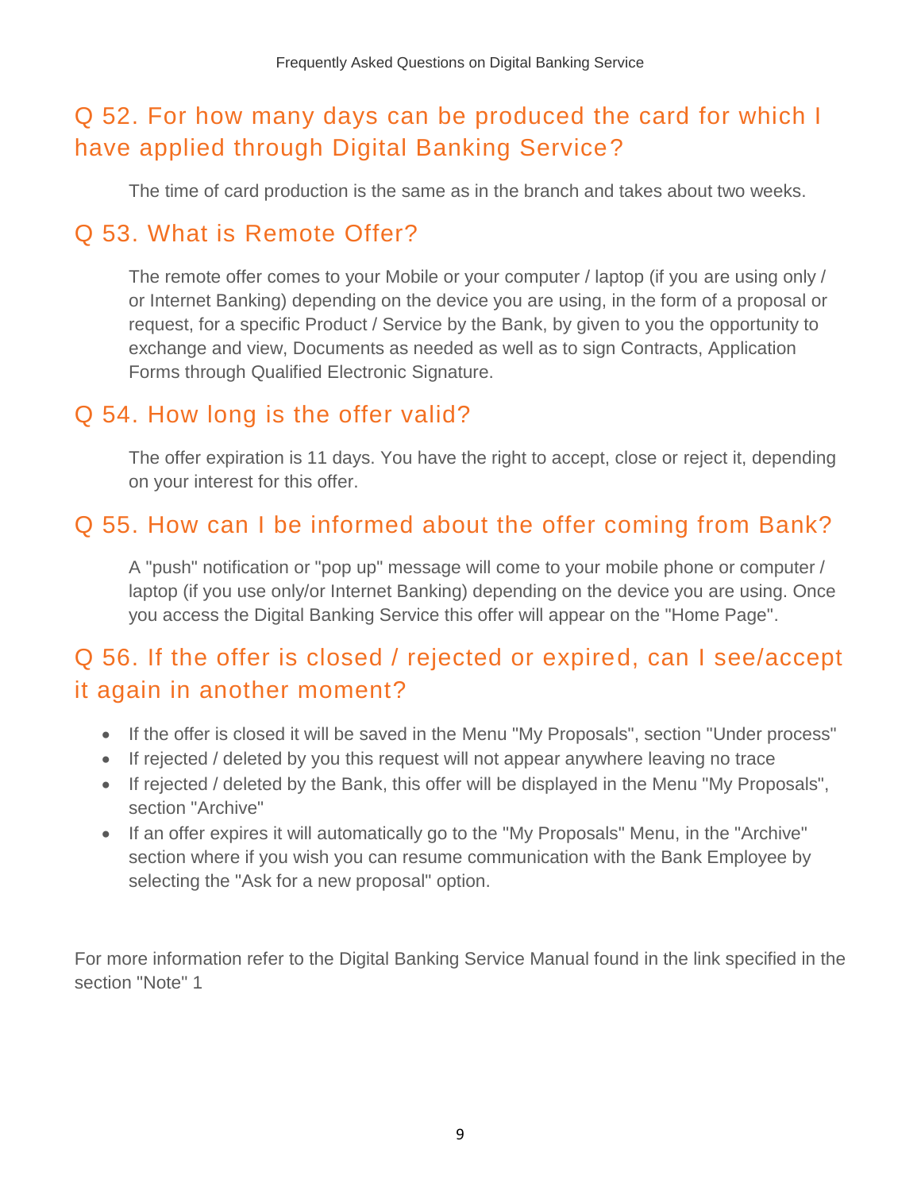## Q 52. For how many days can be produced the card for which I have applied through Digital Banking Service?

The time of card production is the same as in the branch and takes about two weeks.

## Q 53. What is Remote Offer?

The remote offer comes to your Mobile or your computer / laptop (if you are using only / or Internet Banking) depending on the device you are using, in the form of a proposal or request, for a specific Product / Service by the Bank, by given to you the opportunity to exchange and view, Documents as needed as well as to sign Contracts, Application Forms through Qualified Electronic Signature.

## Q 54. How long is the offer valid?

The offer expiration is 11 days. You have the right to accept, close or reject it, depending on your interest for this offer.

## Q 55. How can I be informed about the offer coming from Bank?

A "push" notification or "pop up" message will come to your mobile phone or computer / laptop (if you use only/or Internet Banking) depending on the device you are using. Once you access the Digital Banking Service this offer will appear on the "Home Page".

## Q 56. If the offer is closed / rejected or expired, can I see/accept it again in another moment?

- If the offer is closed it will be saved in the Menu "My Proposals", section "Under process"
- If rejected / deleted by you this request will not appear anywhere leaving no trace
- If rejected / deleted by the Bank, this offer will be displayed in the Menu "My Proposals", section "Archive"
- If an offer expires it will automatically go to the "My Proposals" Menu, in the "Archive" section where if you wish you can resume communication with the Bank Employee by selecting the "Ask for a new proposal" option.

For more information refer to the Digital Banking Service Manual found in the link specified in the section "Note" 1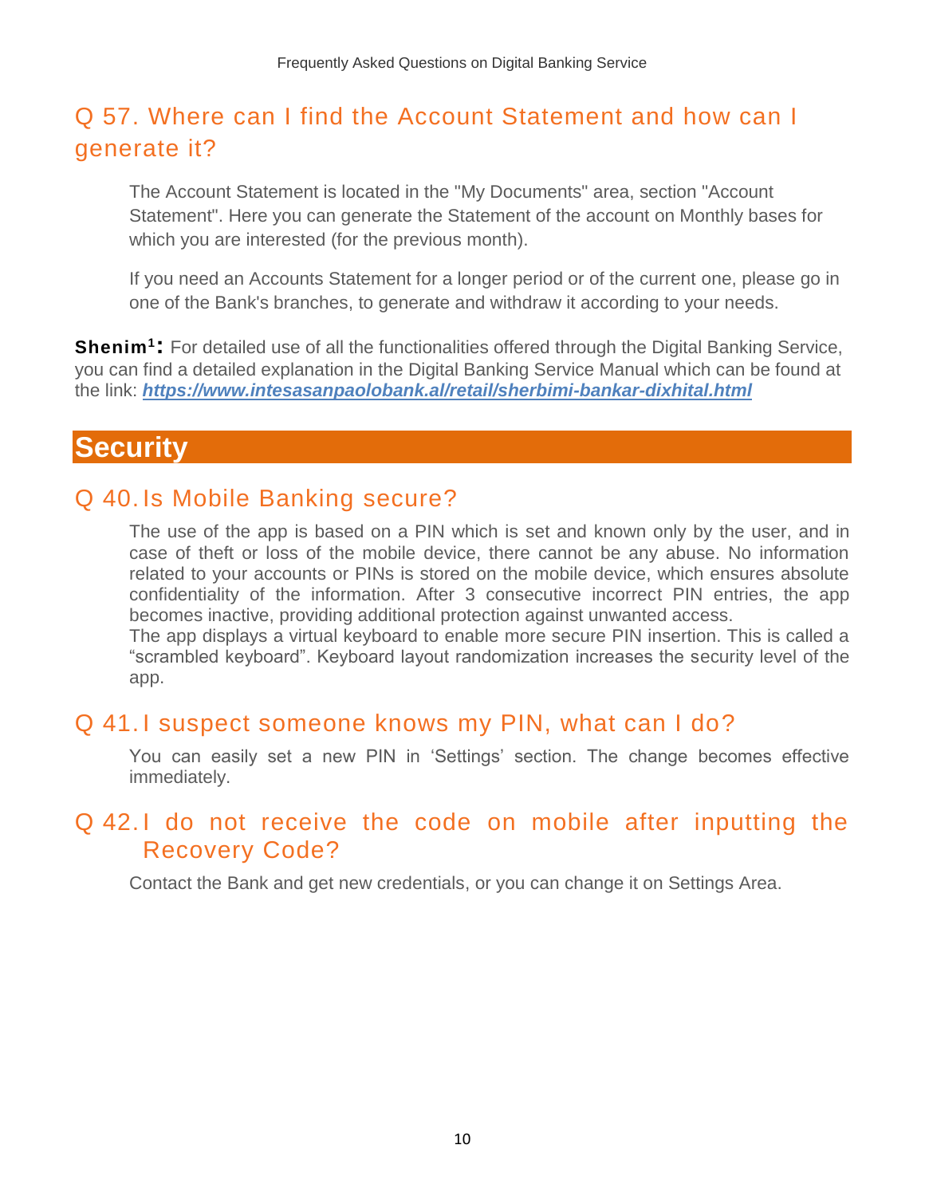## Q 57. Where can I find the Account Statement and how can I generate it?

The Account Statement is located in the "My Documents" area, section "Account Statement". Here you can generate the Statement of the account on Monthly bases for which you are interested (for the previous month).

If you need an Accounts Statement for a longer period or of the current one, please go in one of the Bank's branches, to generate and withdraw it according to your needs.

**Shenim[1]:** For detailed use of all the functionalities offered through the Digital Banking Service, you can find a detailed explanation in the Digital Banking Service Manual which can be found at the link: ***https://www.intesasanpaolobank.al/retail/sherbimi-bankar-dixhital.html***

# Security

## Q 40. Is Mobile Banking secure?

The use of the app is based on a PIN which is set and known only by the user, and in case of theft or loss of the mobile device, there cannot be any abuse. No information related to your accounts or PINs is stored on the mobile device, which ensures absolute confidentiality of the information. After 3 consecutive incorrect PIN entries, the app becomes inactive, providing additional protection against unwanted access.
The app displays a virtual keyboard to enable more secure PIN insertion. This is called a "scrambled keyboard". Keyboard layout randomization increases the security level of the app.

## Q 41. I suspect someone knows my PIN, what can I do?

You can easily set a new PIN in 'Settings' section. The change becomes effective immediately.

## Q 42. I do not receive the code on mobile after inputting the Recovery Code?

Contact the Bank and get new credentials, or you can change it on Settings Area.